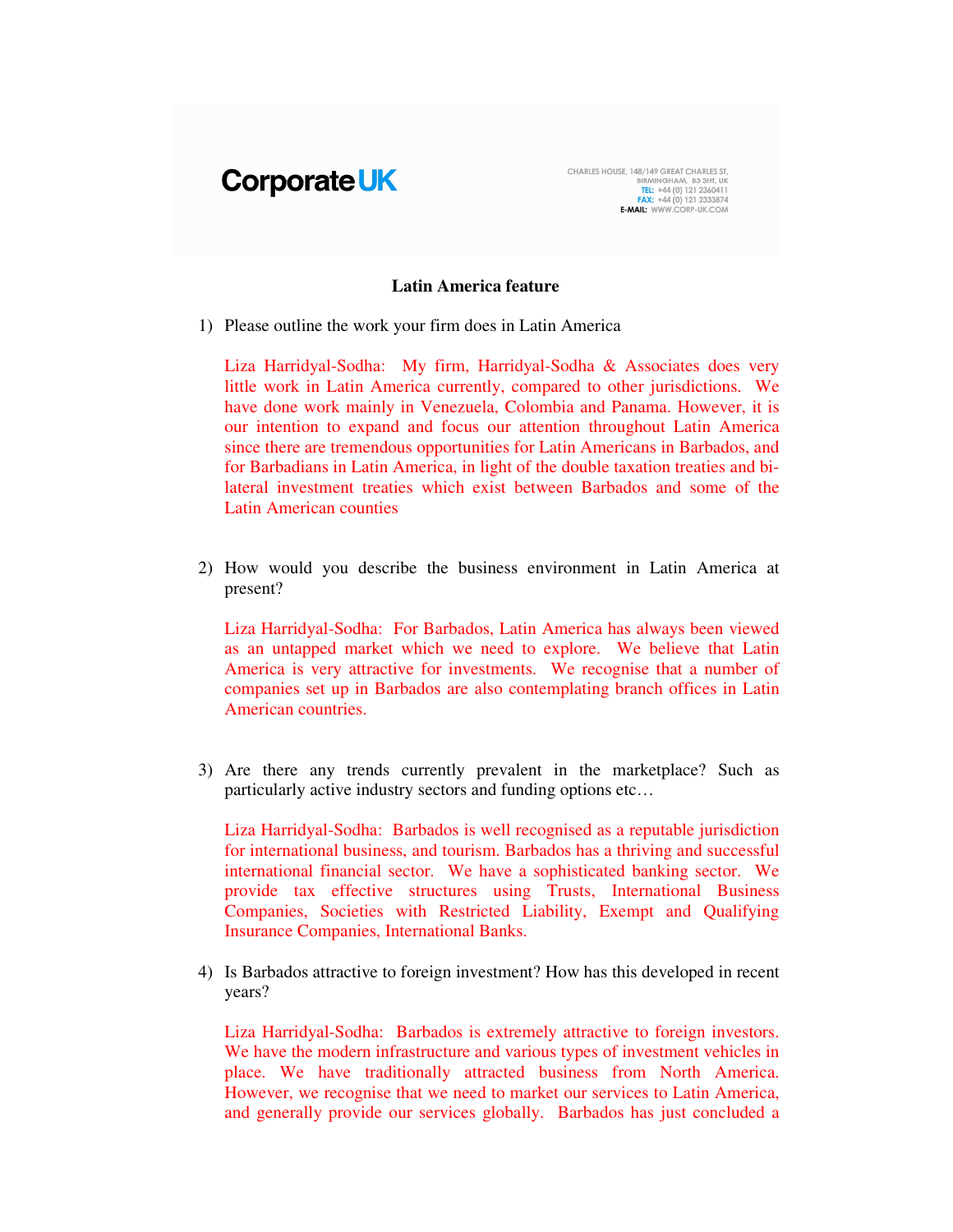Corporate UK

CHARLES HOUSE, 148/149 GREAT CHARLES ST, BIRMINGHAM, B3 3HT, UK
TEL: +44 (0) 121 2360411
FAX: +44 (0) 121 2333874
E-MAIL: WWW.CORP-UK.COM

## Latin America feature

1) Please outline the work your firm does in Latin America

   Liza Harridyal-Sodha: My firm, Harridyal-Sodha & Associates does very little work in Latin America currently, compared to other jurisdictions. We have done work mainly in Venezuela, Colombia and Panama. However, it is our intention to expand and focus our attention throughout Latin America since there are tremendous opportunities for Latin Americans in Barbados, and for Barbadians in Latin America, in light of the double taxation treaties and bi-lateral investment treaties which exist between Barbados and some of the Latin American counties

2) How would you describe the business environment in Latin America at present?

   Liza Harridyal-Sodha: For Barbados, Latin America has always been viewed as an untapped market which we need to explore. We believe that Latin America is very attractive for investments. We recognise that a number of companies set up in Barbados are also contemplating branch offices in Latin American countries.

3) Are there any trends currently prevalent in the marketplace? Such as particularly active industry sectors and funding options etc…

   Liza Harridyal-Sodha: Barbados is well recognised as a reputable jurisdiction for international business, and tourism. Barbados has a thriving and successful international financial sector. We have a sophisticated banking sector. We provide tax effective structures using Trusts, International Business Companies, Societies with Restricted Liability, Exempt and Qualifying Insurance Companies, International Banks.

4) Is Barbados attractive to foreign investment? How has this developed in recent years?

   Liza Harridyal-Sodha: Barbados is extremely attractive to foreign investors. We have the modern infrastructure and various types of investment vehicles in place. We have traditionally attracted business from North America. However, we recognise that we need to market our services to Latin America, and generally provide our services globally. Barbados has just concluded a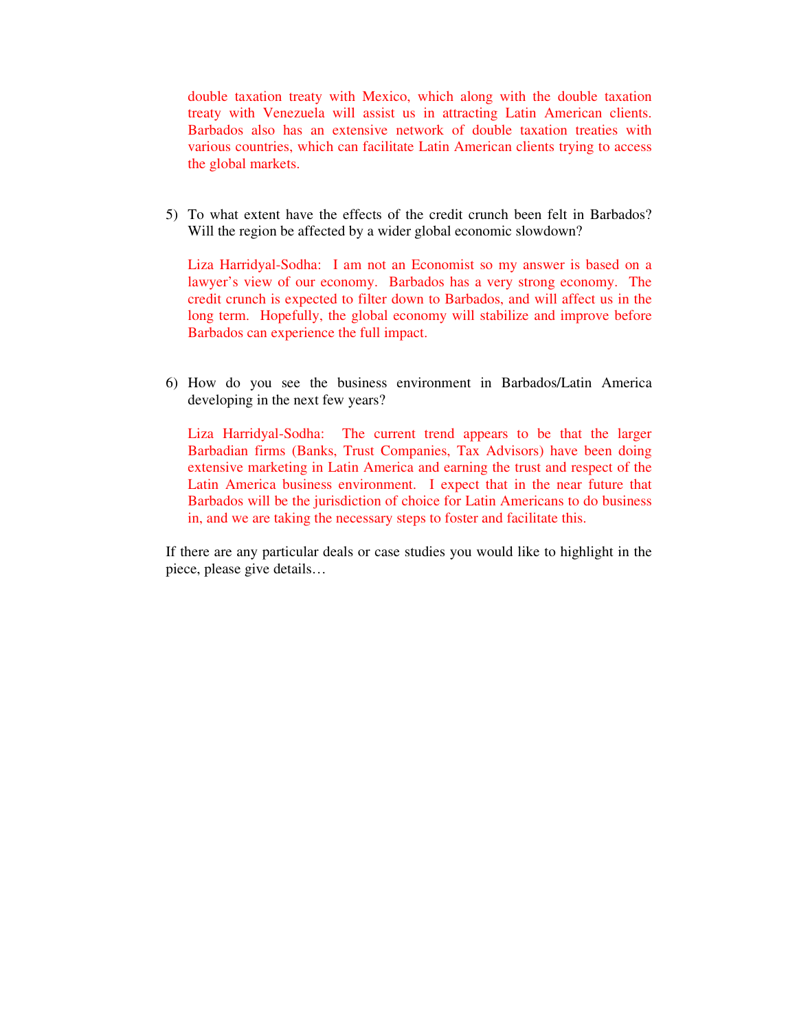double taxation treaty with Mexico, which along with the double taxation treaty with Venezuela will assist us in attracting Latin American clients. Barbados also has an extensive network of double taxation treaties with various countries, which can facilitate Latin American clients trying to access the global markets.

5) To what extent have the effects of the credit crunch been felt in Barbados? Will the region be affected by a wider global economic slowdown?

   Liza Harridyal-Sodha: I am not an Economist so my answer is based on a lawyer's view of our economy. Barbados has a very strong economy. The credit crunch is expected to filter down to Barbados, and will affect us in the long term. Hopefully, the global economy will stabilize and improve before Barbados can experience the full impact.

6) How do you see the business environment in Barbados/Latin America developing in the next few years?

   Liza Harridyal-Sodha: The current trend appears to be that the larger Barbadian firms (Banks, Trust Companies, Tax Advisors) have been doing extensive marketing in Latin America and earning the trust and respect of the Latin America business environment. I expect that in the near future that Barbados will be the jurisdiction of choice for Latin Americans to do business in, and we are taking the necessary steps to foster and facilitate this.

If there are any particular deals or case studies you would like to highlight in the piece, please give details…